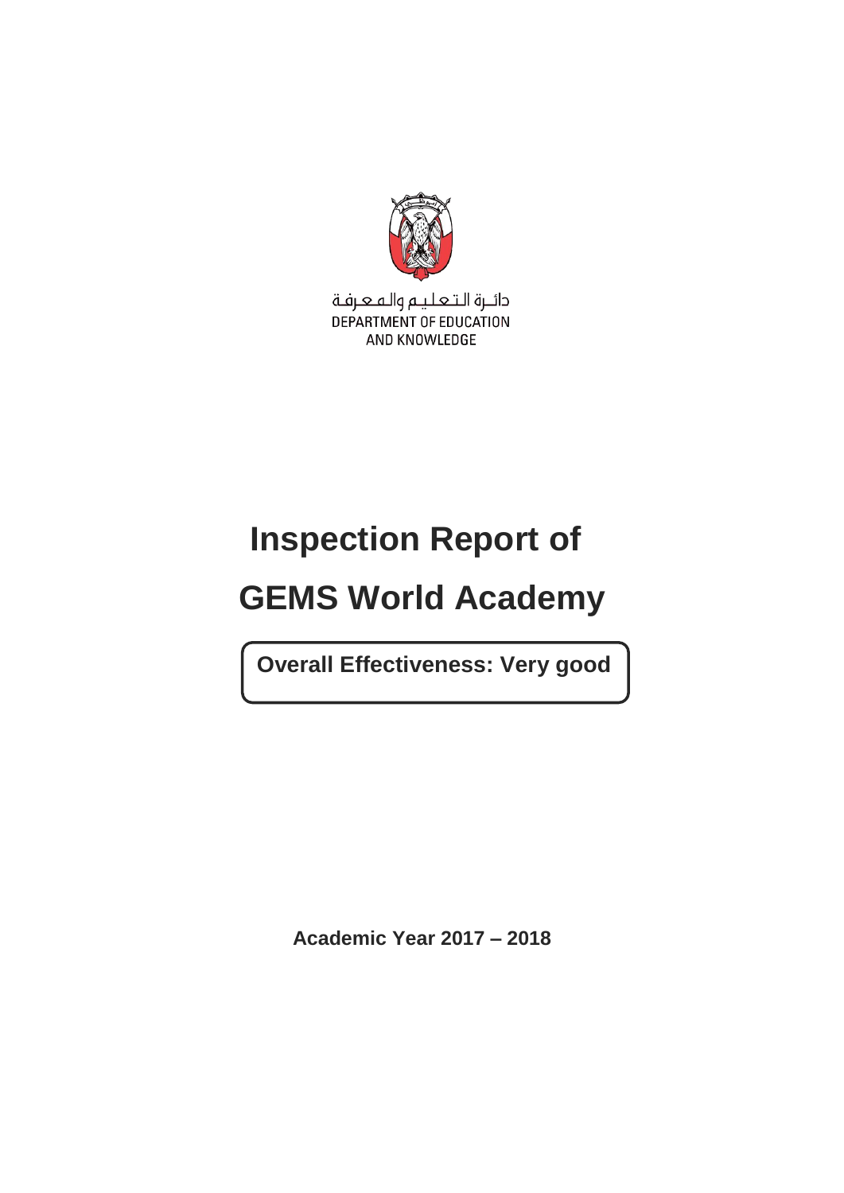دائـرة الـتـعـلـيـم والـمـعـرفـة

DEPARTMENT OF EDUCATION AND KNOWLEDGE

# Inspection Report of

# GEMS World Academy

**Overall Effectiveness: Very good**

**Academic Year 2017 – 2018**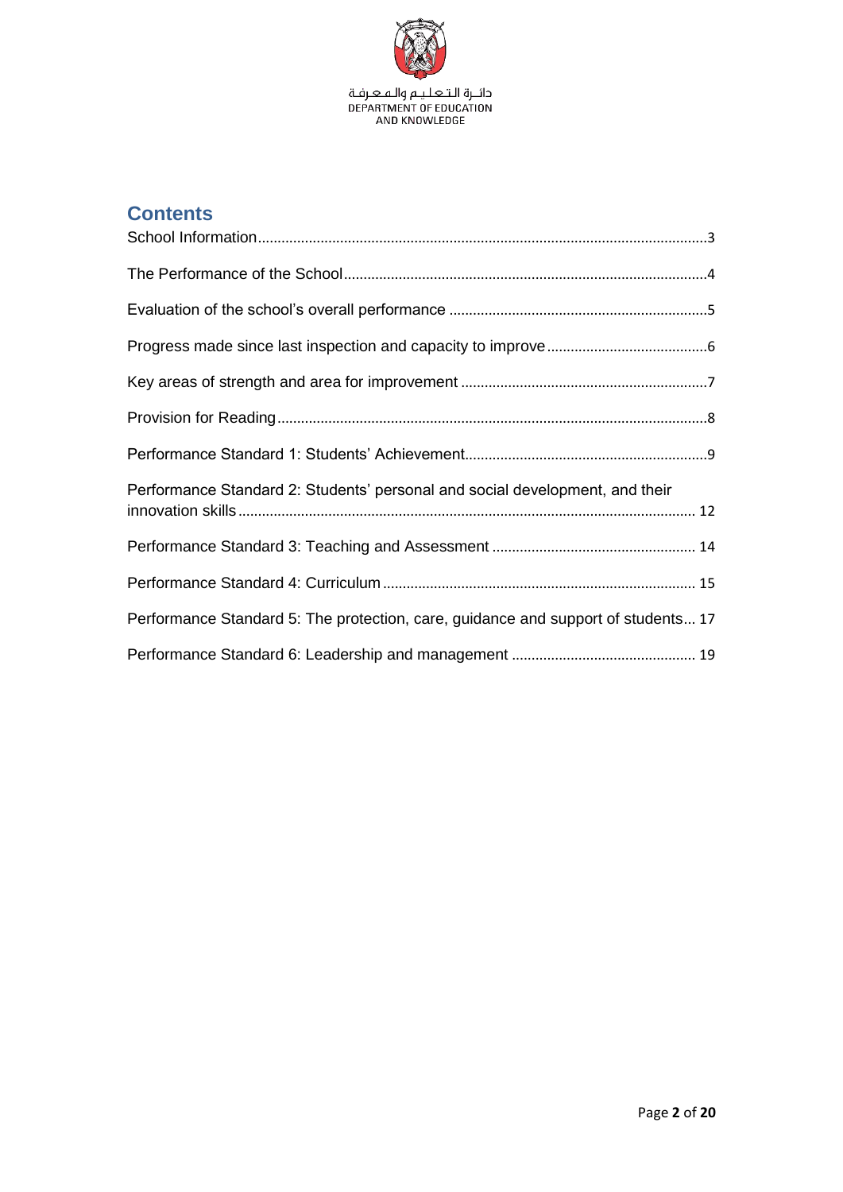## Contents

| | |
|---|---|
| School Information | 3 |
| The Performance of the School | 4 |
| Evaluation of the school's overall performance | 5 |
| Progress made since last inspection and capacity to improve | 6 |
| Key areas of strength and area for improvement | 7 |
| Provision for Reading | 8 |
| Performance Standard 1: Students' Achievement | 9 |
| Performance Standard 2: Students' personal and social development, and their innovation skills | 12 |
| Performance Standard 3: Teaching and Assessment | 14 |
| Performance Standard 4: Curriculum | 15 |
| Performance Standard 5: The protection, care, guidance and support of students | 17 |
| Performance Standard 6: Leadership and management | 19 |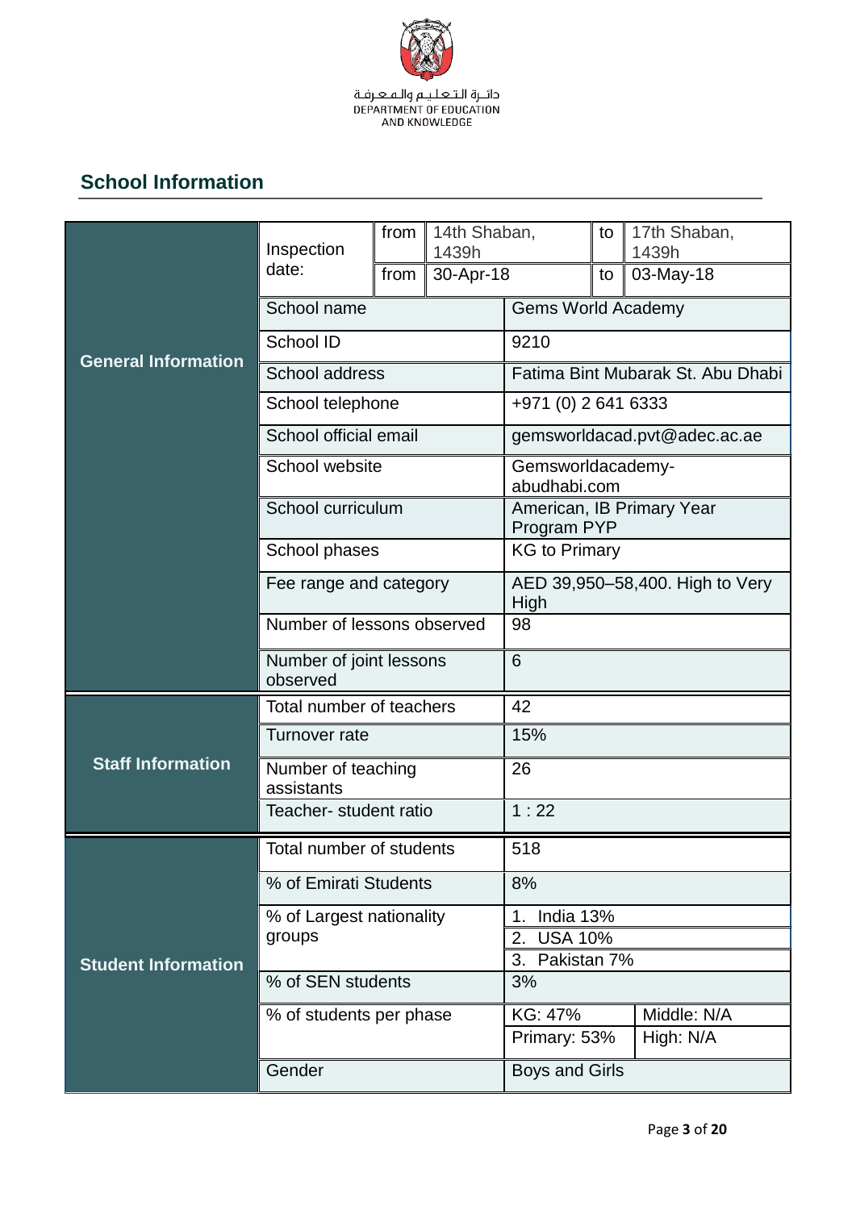دائـرة الـتـعـلـيـم والـمـعـرفـة
DEPARTMENT OF EDUCATION AND KNOWLEDGE

## School Information

| | | | | | | |
|---|---|---|---|---|---|---|
| **General Information** | Inspection date: | from | 14th Shaban, 1439h | | to | 17th Shaban, 1439h |
| | | from | 30-Apr-18 | | to | 03-May-18 |
| | School name | | | Gems World Academy | | |
| | School ID | | | 9210 | | |
| | School address | | | Fatima Bint Mubarak St. Abu Dhabi | | |
| | School telephone | | | +971 (0) 2 641 6333 | | |
| | School official email | | | gemsworldacad.pvt@adec.ac.ae | | |
| | School website | | | Gemsworldacademy-abudhabi.com | | |
| | School curriculum | | | American, IB Primary Year Program PYP | | |
| | School phases | | | KG to Primary | | |
| | Fee range and category | | | AED 39,950–58,400. High to Very High | | |
| | Number of lessons observed | | | 98 | | |
| | Number of joint lessons observed | | | 6 | | |
| **Staff Information** | Total number of teachers | | | 42 | | |
| | Turnover rate | | | 15% | | |
| | Number of teaching assistants | | | 26 | | |
| | Teacher- student ratio | | | 1 : 22 | | |
| **Student Information** | Total number of students | | | 518 | | |
| | % of Emirati Students | | | 8% | | |
| | % of Largest nationality groups | | | 1. India 13% | | |
| | | | | 2. USA 10% | | |
| | | | | 3. Pakistan 7% | | |
| | % of SEN students | | | 3% | | |
| | % of students per phase | | | KG: 47% | | Middle: N/A |
| | | | | Primary: 53% | | High: N/A |
| | Gender | | | Boys and Girls | | |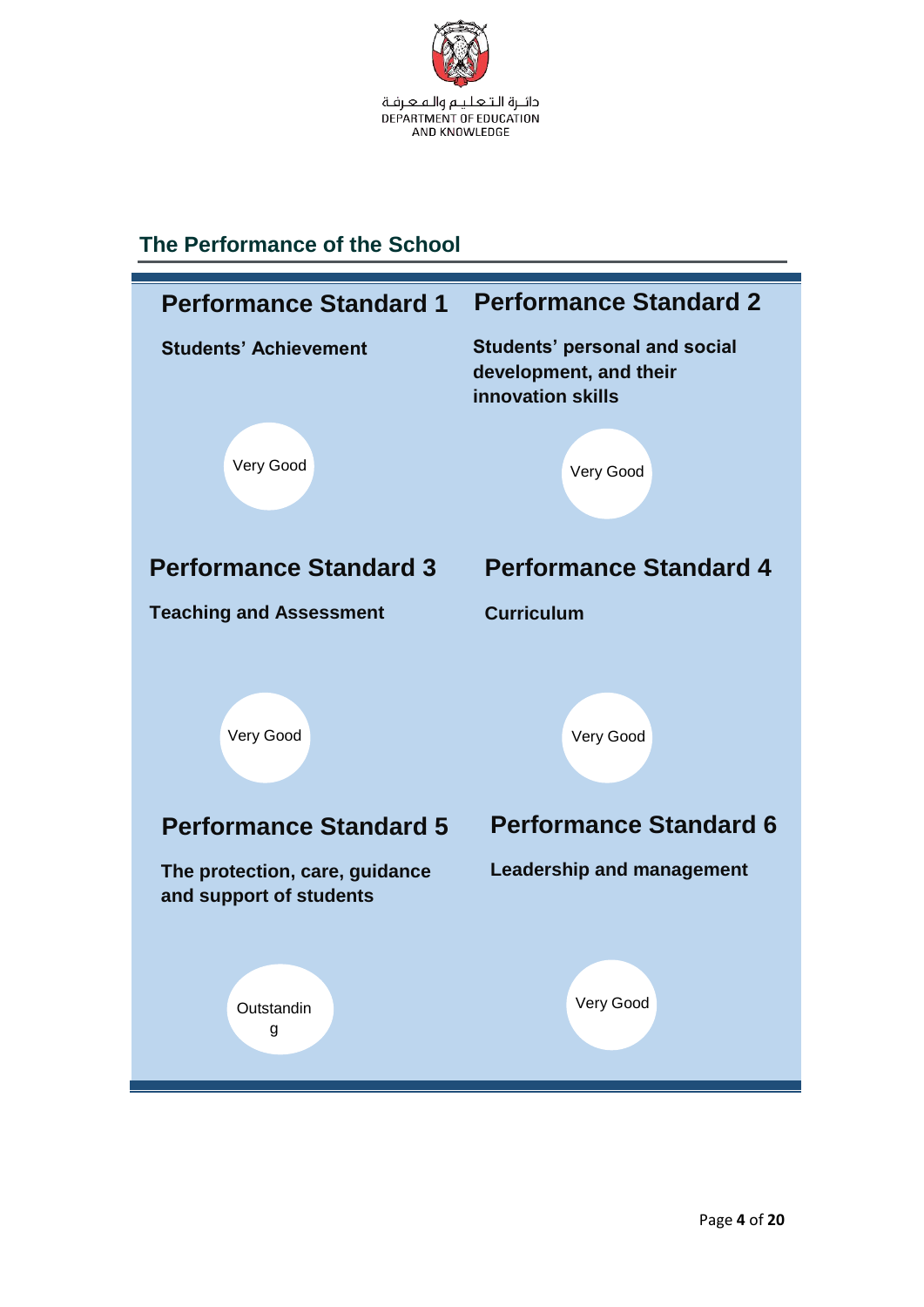دائـرة الـتـعـلـيـم والـمـعـرفـة
DEPARTMENT OF EDUCATION
AND KNOWLEDGE

## The Performance of the School

### Performance Standard 1

**Students' Achievement**

Very Good

### Performance Standard 2

**Students' personal and social development, and their innovation skills**

Very Good

### Performance Standard 3

**Teaching and Assessment**

Very Good

### Performance Standard 4

**Curriculum**

Very Good

### Performance Standard 5

**The protection, care, guidance and support of students**

Outstanding

### Performance Standard 6

**Leadership and management**

Very Good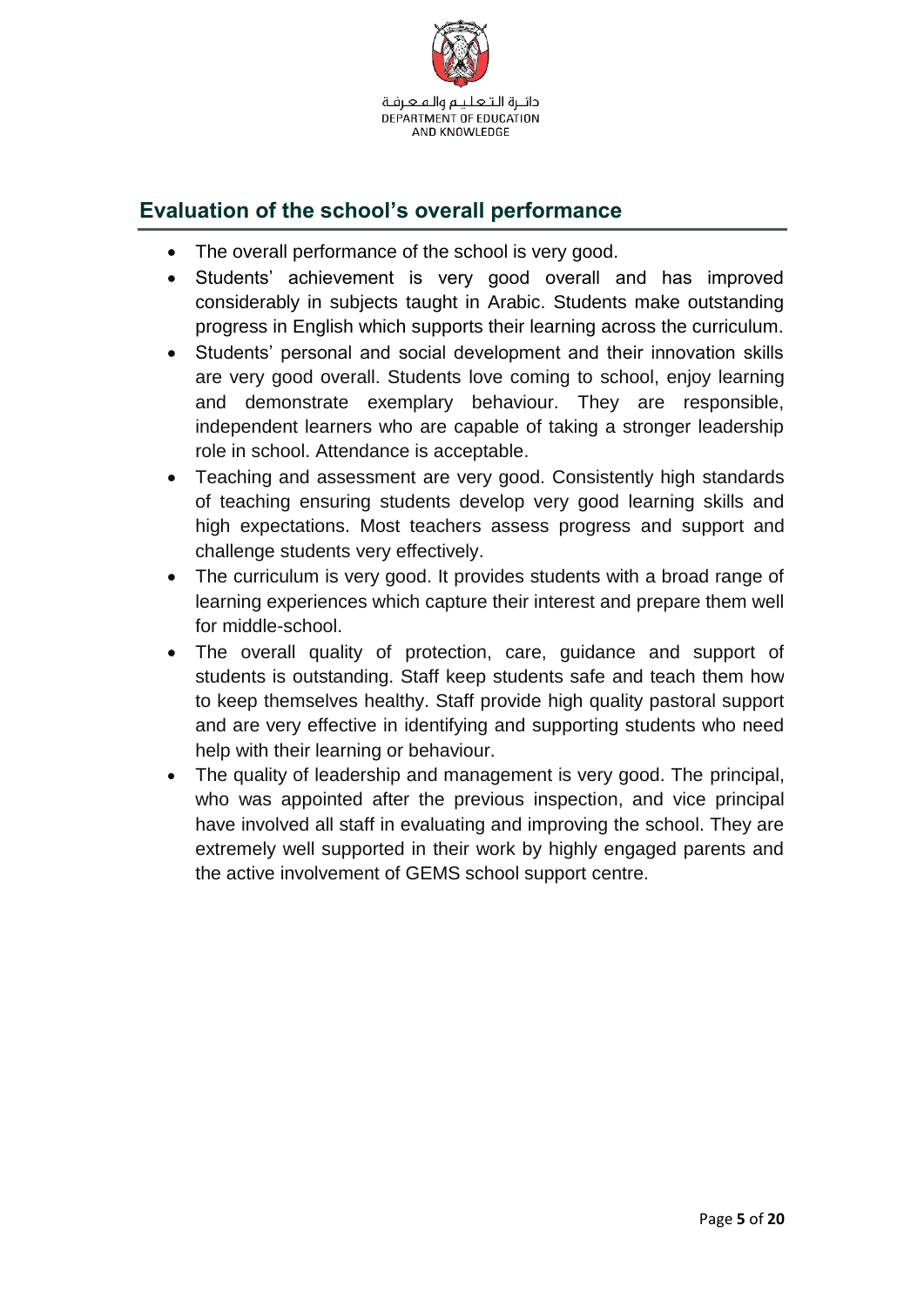## Evaluation of the school's overall performance

- The overall performance of the school is very good.
- Students' achievement is very good overall and has improved considerably in subjects taught in Arabic. Students make outstanding progress in English which supports their learning across the curriculum.
- Students' personal and social development and their innovation skills are very good overall. Students love coming to school, enjoy learning and demonstrate exemplary behaviour. They are responsible, independent learners who are capable of taking a stronger leadership role in school. Attendance is acceptable.
- Teaching and assessment are very good. Consistently high standards of teaching ensuring students develop very good learning skills and high expectations. Most teachers assess progress and support and challenge students very effectively.
- The curriculum is very good. It provides students with a broad range of learning experiences which capture their interest and prepare them well for middle-school.
- The overall quality of protection, care, guidance and support of students is outstanding. Staff keep students safe and teach them how to keep themselves healthy. Staff provide high quality pastoral support and are very effective in identifying and supporting students who need help with their learning or behaviour.
- The quality of leadership and management is very good. The principal, who was appointed after the previous inspection, and vice principal have involved all staff in evaluating and improving the school. They are extremely well supported in their work by highly engaged parents and the active involvement of GEMS school support centre.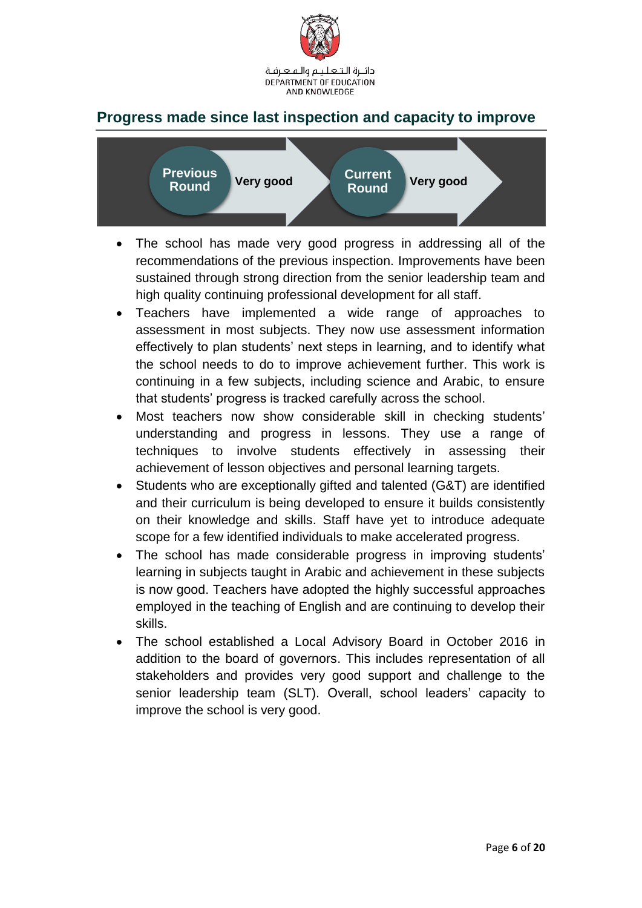## Progress made since last inspection and capacity to improve

| Previous Round | Current Round |
| --- | --- |
| Very good | Very good |

- The school has made very good progress in addressing all of the recommendations of the previous inspection. Improvements have been sustained through strong direction from the senior leadership team and high quality continuing professional development for all staff.
- Teachers have implemented a wide range of approaches to assessment in most subjects. They now use assessment information effectively to plan students' next steps in learning, and to identify what the school needs to do to improve achievement further. This work is continuing in a few subjects, including science and Arabic, to ensure that students' progress is tracked carefully across the school.
- Most teachers now show considerable skill in checking students' understanding and progress in lessons. They use a range of techniques to involve students effectively in assessing their achievement of lesson objectives and personal learning targets.
- Students who are exceptionally gifted and talented (G&T) are identified and their curriculum is being developed to ensure it builds consistently on their knowledge and skills. Staff have yet to introduce adequate scope for a few identified individuals to make accelerated progress.
- The school has made considerable progress in improving students' learning in subjects taught in Arabic and achievement in these subjects is now good. Teachers have adopted the highly successful approaches employed in the teaching of English and are continuing to develop their skills.
- The school established a Local Advisory Board in October 2016 in addition to the board of governors. This includes representation of all stakeholders and provides very good support and challenge to the senior leadership team (SLT). Overall, school leaders' capacity to improve the school is very good.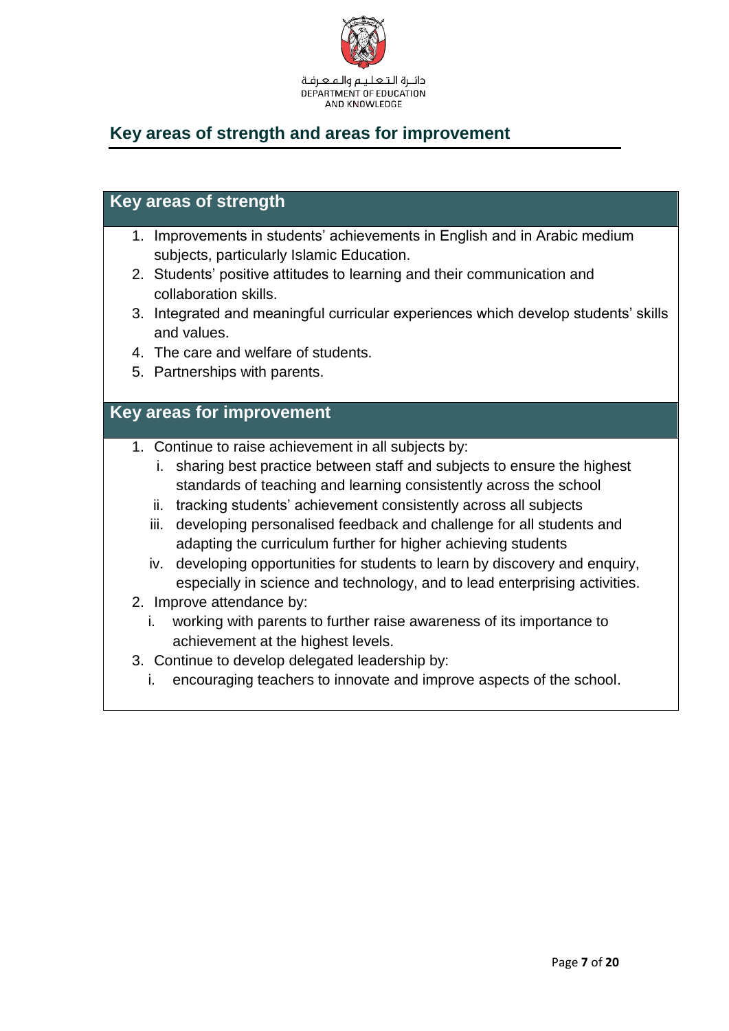## Key areas of strength and areas for improvement

### Key areas of strength

1. Improvements in students' achievements in English and in Arabic medium subjects, particularly Islamic Education.
2. Students' positive attitudes to learning and their communication and collaboration skills.
3. Integrated and meaningful curricular experiences which develop students' skills and values.
4. The care and welfare of students.
5. Partnerships with parents.

### Key areas for improvement

1. Continue to raise achievement in all subjects by:
   - i. sharing best practice between staff and subjects to ensure the highest standards of teaching and learning consistently across the school
   - ii. tracking students' achievement consistently across all subjects
   - iii. developing personalised feedback and challenge for all students and adapting the curriculum further for higher achieving students
   - iv. developing opportunities for students to learn by discovery and enquiry, especially in science and technology, and to lead enterprising activities.
2. Improve attendance by:
   - i. working with parents to further raise awareness of its importance to achievement at the highest levels.
3. Continue to develop delegated leadership by:
   - i. encouraging teachers to innovate and improve aspects of the school.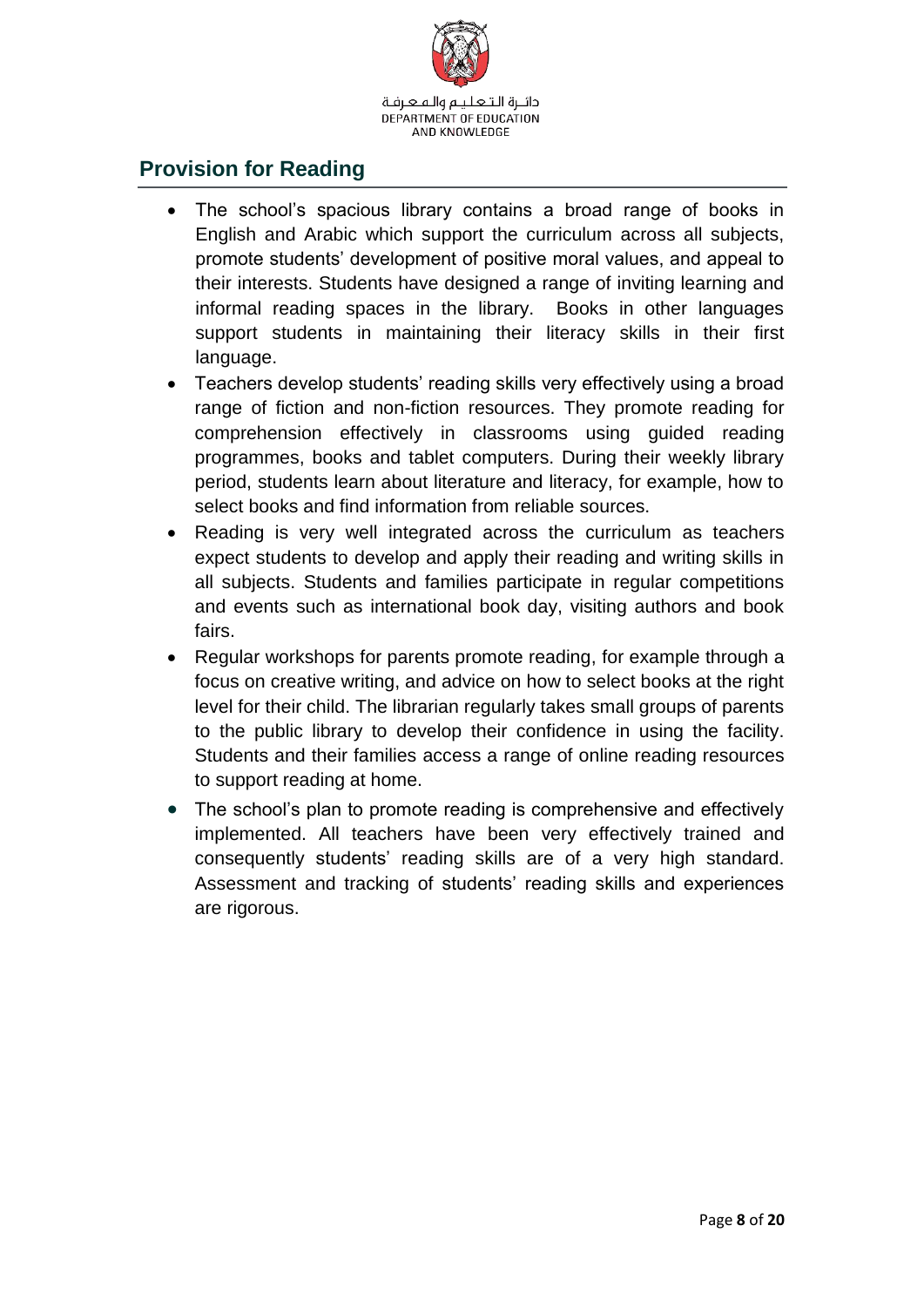## Provision for Reading

- The school's spacious library contains a broad range of books in English and Arabic which support the curriculum across all subjects, promote students' development of positive moral values, and appeal to their interests. Students have designed a range of inviting learning and informal reading spaces in the library. Books in other languages support students in maintaining their literacy skills in their first language.
- Teachers develop students' reading skills very effectively using a broad range of fiction and non-fiction resources. They promote reading for comprehension effectively in classrooms using guided reading programmes, books and tablet computers. During their weekly library period, students learn about literature and literacy, for example, how to select books and find information from reliable sources.
- Reading is very well integrated across the curriculum as teachers expect students to develop and apply their reading and writing skills in all subjects. Students and families participate in regular competitions and events such as international book day, visiting authors and book fairs.
- Regular workshops for parents promote reading, for example through a focus on creative writing, and advice on how to select books at the right level for their child. The librarian regularly takes small groups of parents to the public library to develop their confidence in using the facility. Students and their families access a range of online reading resources to support reading at home.
- The school's plan to promote reading is comprehensive and effectively implemented. All teachers have been very effectively trained and consequently students' reading skills are of a very high standard. Assessment and tracking of students' reading skills and experiences are rigorous.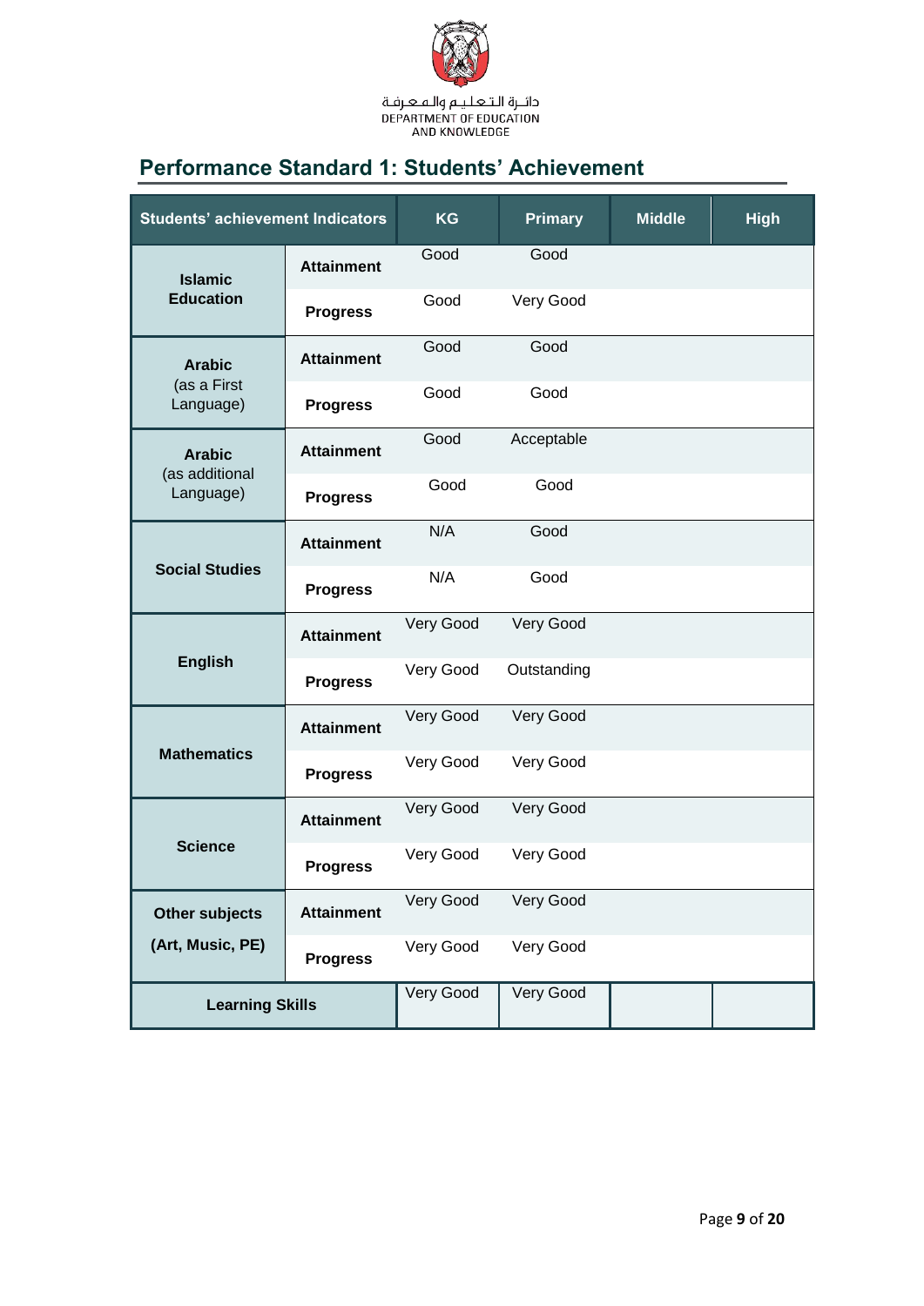## Performance Standard 1: Students' Achievement

| Students' achievement Indicators | | KG | Primary | Middle | High |
|---|---|---|---|---|---|
| **Islamic Education** | **Attainment** | Good | Good | | |
| | **Progress** | Good | Very Good | | |
| **Arabic** (as a First Language) | **Attainment** | Good | Good | | |
| | **Progress** | Good | Good | | |
| **Arabic** (as additional Language) | **Attainment** | Good | Acceptable | | |
| | **Progress** | Good | Good | | |
| **Social Studies** | **Attainment** | N/A | Good | | |
| | **Progress** | N/A | Good | | |
| **English** | **Attainment** | Very Good | Very Good | | |
| | **Progress** | Very Good | Outstanding | | |
| **Mathematics** | **Attainment** | Very Good | Very Good | | |
| | **Progress** | Very Good | Very Good | | |
| **Science** | **Attainment** | Very Good | Very Good | | |
| | **Progress** | Very Good | Very Good | | |
| **Other subjects (Art, Music, PE)** | **Attainment** | Very Good | Very Good | | |
| | **Progress** | Very Good | Very Good | | |
| **Learning Skills** | | Very Good | Very Good | | |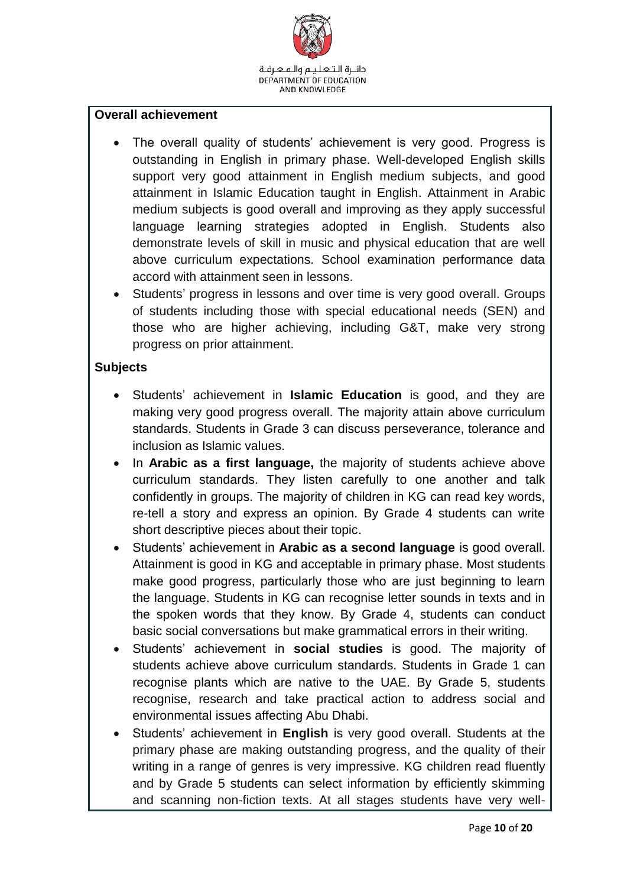**Overall achievement**

- The overall quality of students' achievement is very good. Progress is outstanding in English in primary phase. Well-developed English skills support very good attainment in English medium subjects, and good attainment in Islamic Education taught in English. Attainment in Arabic medium subjects is good overall and improving as they apply successful language learning strategies adopted in English. Students also demonstrate levels of skill in music and physical education that are well above curriculum expectations. School examination performance data accord with attainment seen in lessons.
- Students' progress in lessons and over time is very good overall. Groups of students including those with special educational needs (SEN) and those who are higher achieving, including G&T, make very strong progress on prior attainment.

**Subjects**

- Students' achievement in **Islamic Education** is good, and they are making very good progress overall. The majority attain above curriculum standards. Students in Grade 3 can discuss perseverance, tolerance and inclusion as Islamic values.
- In **Arabic as a first language,** the majority of students achieve above curriculum standards. They listen carefully to one another and talk confidently in groups. The majority of children in KG can read key words, re-tell a story and express an opinion. By Grade 4 students can write short descriptive pieces about their topic.
- Students' achievement in **Arabic as a second language** is good overall. Attainment is good in KG and acceptable in primary phase. Most students make good progress, particularly those who are just beginning to learn the language. Students in KG can recognise letter sounds in texts and in the spoken words that they know. By Grade 4, students can conduct basic social conversations but make grammatical errors in their writing.
- Students' achievement in **social studies** is good. The majority of students achieve above curriculum standards. Students in Grade 1 can recognise plants which are native to the UAE. By Grade 5, students recognise, research and take practical action to address social and environmental issues affecting Abu Dhabi.
- Students' achievement in **English** is very good overall. Students at the primary phase are making outstanding progress, and the quality of their writing in a range of genres is very impressive. KG children read fluently and by Grade 5 students can select information by efficiently skimming and scanning non-fiction texts. At all stages students have very well-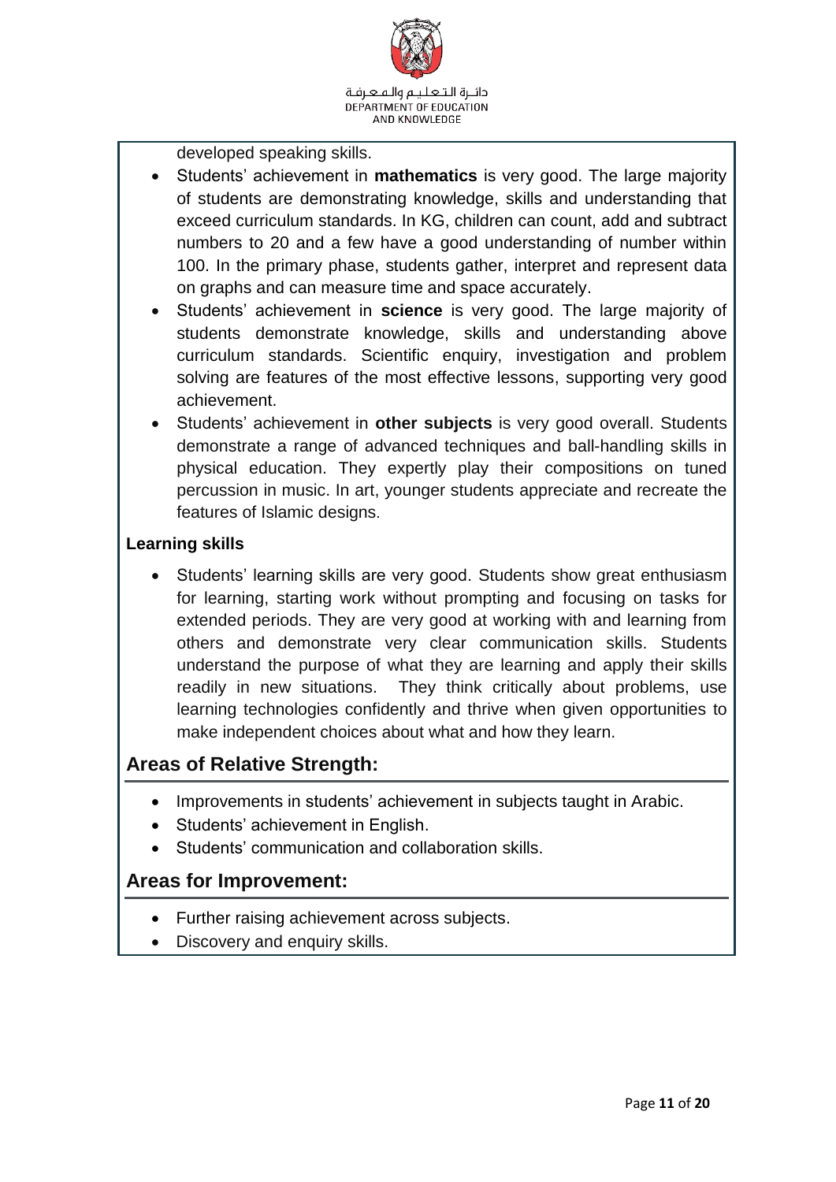developed speaking skills.

- Students' achievement in **mathematics** is very good. The large majority of students are demonstrating knowledge, skills and understanding that exceed curriculum standards. In KG, children can count, add and subtract numbers to 20 and a few have a good understanding of number within 100. In the primary phase, students gather, interpret and represent data on graphs and can measure time and space accurately.
- Students' achievement in **science** is very good. The large majority of students demonstrate knowledge, skills and understanding above curriculum standards. Scientific enquiry, investigation and problem solving are features of the most effective lessons, supporting very good achievement.
- Students' achievement in **other subjects** is very good overall. Students demonstrate a range of advanced techniques and ball-handling skills in physical education. They expertly play their compositions on tuned percussion in music. In art, younger students appreciate and recreate the features of Islamic designs.

**Learning skills**

- Students' learning skills are very good. Students show great enthusiasm for learning, starting work without prompting and focusing on tasks for extended periods. They are very good at working with and learning from others and demonstrate very clear communication skills. Students understand the purpose of what they are learning and apply their skills readily in new situations. They think critically about problems, use learning technologies confidently and thrive when given opportunities to make independent choices about what and how they learn.

## Areas of Relative Strength:

- Improvements in students' achievement in subjects taught in Arabic.
- Students' achievement in English.
- Students' communication and collaboration skills.

## Areas for Improvement:

- Further raising achievement across subjects.
- Discovery and enquiry skills.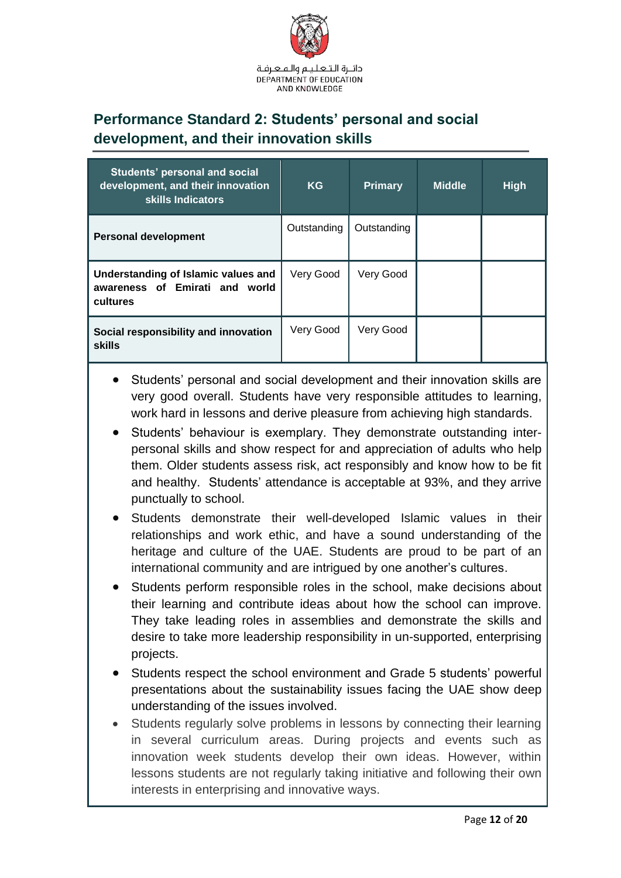## Performance Standard 2: Students' personal and social development, and their innovation skills

| Students' personal and social development, and their innovation skills Indicators | KG | Primary | Middle | High |
|---|---|---|---|---|
| **Personal development** | Outstanding | Outstanding | | |
| **Understanding of Islamic values and awareness of Emirati and world cultures** | Very Good | Very Good | | |
| **Social responsibility and innovation skills** | Very Good | Very Good | | |

- Students' personal and social development and their innovation skills are very good overall. Students have very responsible attitudes to learning, work hard in lessons and derive pleasure from achieving high standards.
- Students' behaviour is exemplary. They demonstrate outstanding inter-personal skills and show respect for and appreciation of adults who help them. Older students assess risk, act responsibly and know how to be fit and healthy. Students' attendance is acceptable at 93%, and they arrive punctually to school.
- Students demonstrate their well-developed Islamic values in their relationships and work ethic, and have a sound understanding of the heritage and culture of the UAE. Students are proud to be part of an international community and are intrigued by one another's cultures.
- Students perform responsible roles in the school, make decisions about their learning and contribute ideas about how the school can improve. They take leading roles in assemblies and demonstrate the skills and desire to take more leadership responsibility in un-supported, enterprising projects.
- Students respect the school environment and Grade 5 students' powerful presentations about the sustainability issues facing the UAE show deep understanding of the issues involved.
- Students regularly solve problems in lessons by connecting their learning in several curriculum areas. During projects and events such as innovation week students develop their own ideas. However, within lessons students are not regularly taking initiative and following their own interests in enterprising and innovative ways.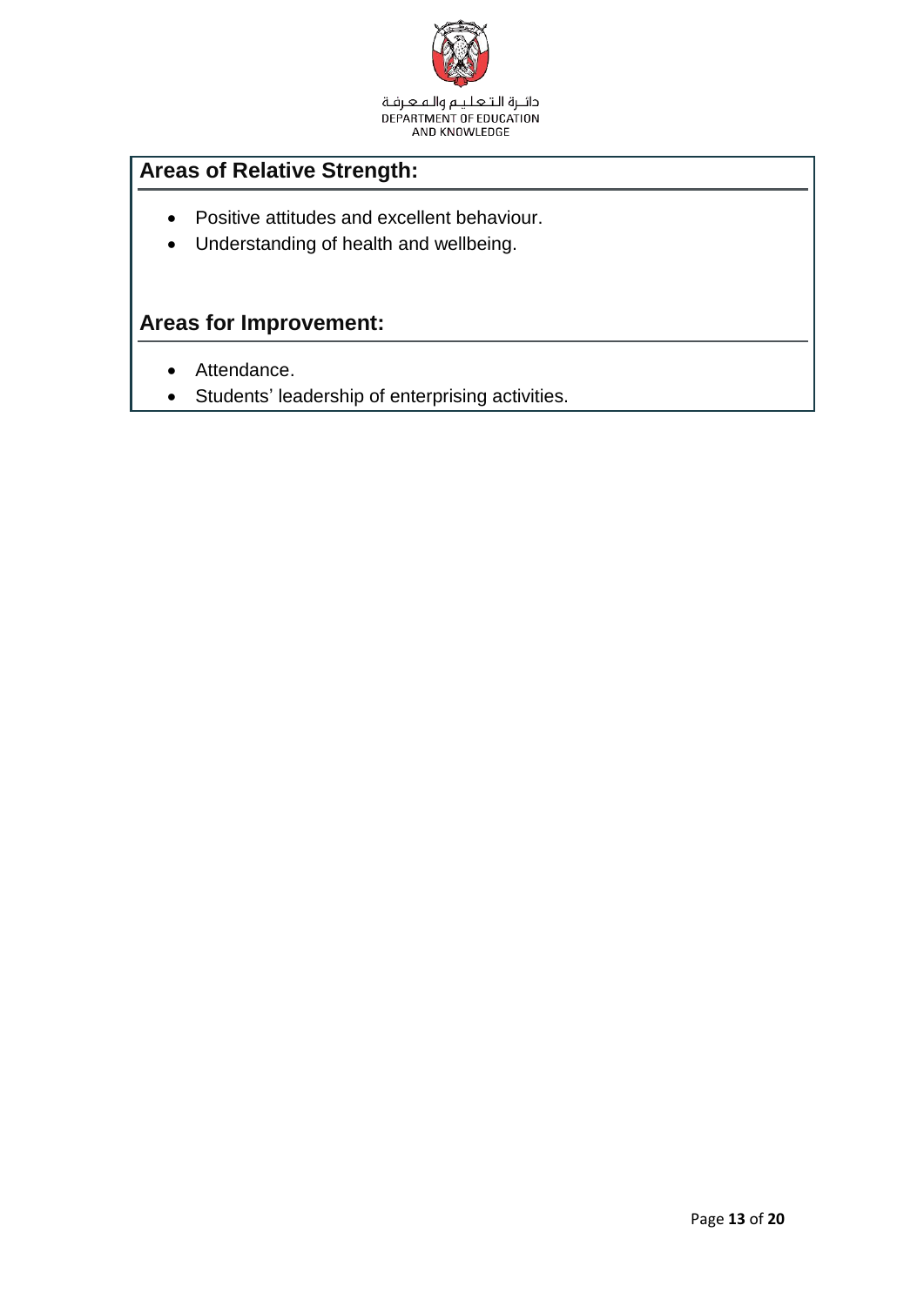## Areas of Relative Strength:

- Positive attitudes and excellent behaviour.
- Understanding of health and wellbeing.

## Areas for Improvement:

- Attendance.
- Students' leadership of enterprising activities.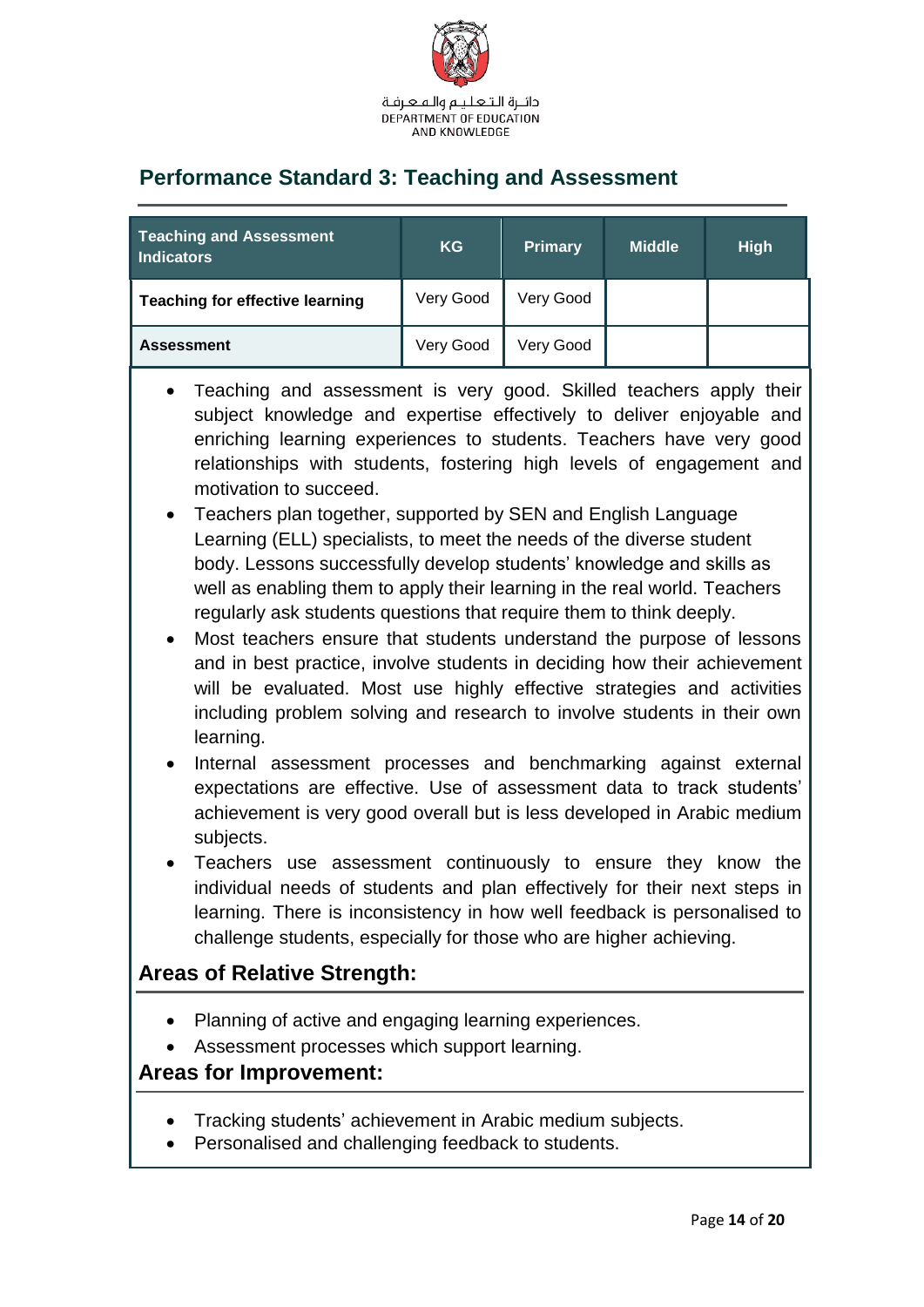## Performance Standard 3: Teaching and Assessment

| Teaching and Assessment Indicators | KG | Primary | Middle | High |
|---|---|---|---|---|
| Teaching for effective learning | Very Good | Very Good | | |
| Assessment | Very Good | Very Good | | |

- Teaching and assessment is very good. Skilled teachers apply their subject knowledge and expertise effectively to deliver enjoyable and enriching learning experiences to students. Teachers have very good relationships with students, fostering high levels of engagement and motivation to succeed.
- Teachers plan together, supported by SEN and English Language Learning (ELL) specialists, to meet the needs of the diverse student body. Lessons successfully develop students' knowledge and skills as well as enabling them to apply their learning in the real world. Teachers regularly ask students questions that require them to think deeply.
- Most teachers ensure that students understand the purpose of lessons and in best practice, involve students in deciding how their achievement will be evaluated. Most use highly effective strategies and activities including problem solving and research to involve students in their own learning.
- Internal assessment processes and benchmarking against external expectations are effective. Use of assessment data to track students' achievement is very good overall but is less developed in Arabic medium subjects.
- Teachers use assessment continuously to ensure they know the individual needs of students and plan effectively for their next steps in learning. There is inconsistency in how well feedback is personalised to challenge students, especially for those who are higher achieving.

### Areas of Relative Strength:

- Planning of active and engaging learning experiences.
- Assessment processes which support learning.

### Areas for Improvement:

- Tracking students' achievement in Arabic medium subjects.
- Personalised and challenging feedback to students.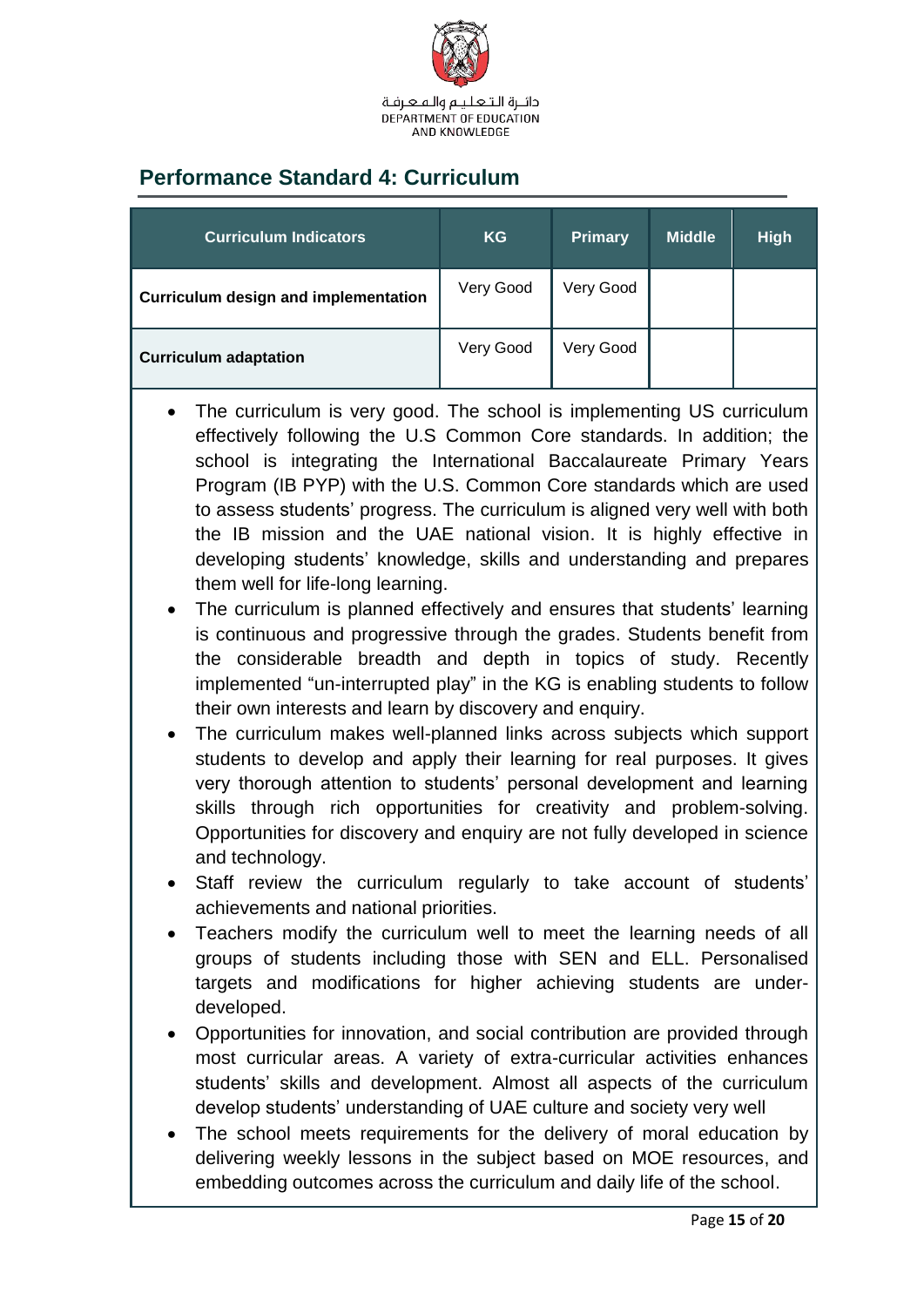## Performance Standard 4: Curriculum

| Curriculum Indicators | KG | Primary | Middle | High |
|---|---|---|---|---|
| Curriculum design and implementation | Very Good | Very Good | | |
| Curriculum adaptation | Very Good | Very Good | | |

- The curriculum is very good. The school is implementing US curriculum effectively following the U.S Common Core standards. In addition; the school is integrating the International Baccalaureate Primary Years Program (IB PYP) with the U.S. Common Core standards which are used to assess students' progress. The curriculum is aligned very well with both the IB mission and the UAE national vision. It is highly effective in developing students' knowledge, skills and understanding and prepares them well for life-long learning.
- The curriculum is planned effectively and ensures that students' learning is continuous and progressive through the grades. Students benefit from the considerable breadth and depth in topics of study. Recently implemented "un-interrupted play" in the KG is enabling students to follow their own interests and learn by discovery and enquiry.
- The curriculum makes well-planned links across subjects which support students to develop and apply their learning for real purposes. It gives very thorough attention to students' personal development and learning skills through rich opportunities for creativity and problem-solving. Opportunities for discovery and enquiry are not fully developed in science and technology.
- Staff review the curriculum regularly to take account of students' achievements and national priorities.
- Teachers modify the curriculum well to meet the learning needs of all groups of students including those with SEN and ELL. Personalised targets and modifications for higher achieving students are under-developed.
- Opportunities for innovation, and social contribution are provided through most curricular areas. A variety of extra-curricular activities enhances students' skills and development. Almost all aspects of the curriculum develop students' understanding of UAE culture and society very well
- The school meets requirements for the delivery of moral education by delivering weekly lessons in the subject based on MOE resources, and embedding outcomes across the curriculum and daily life of the school.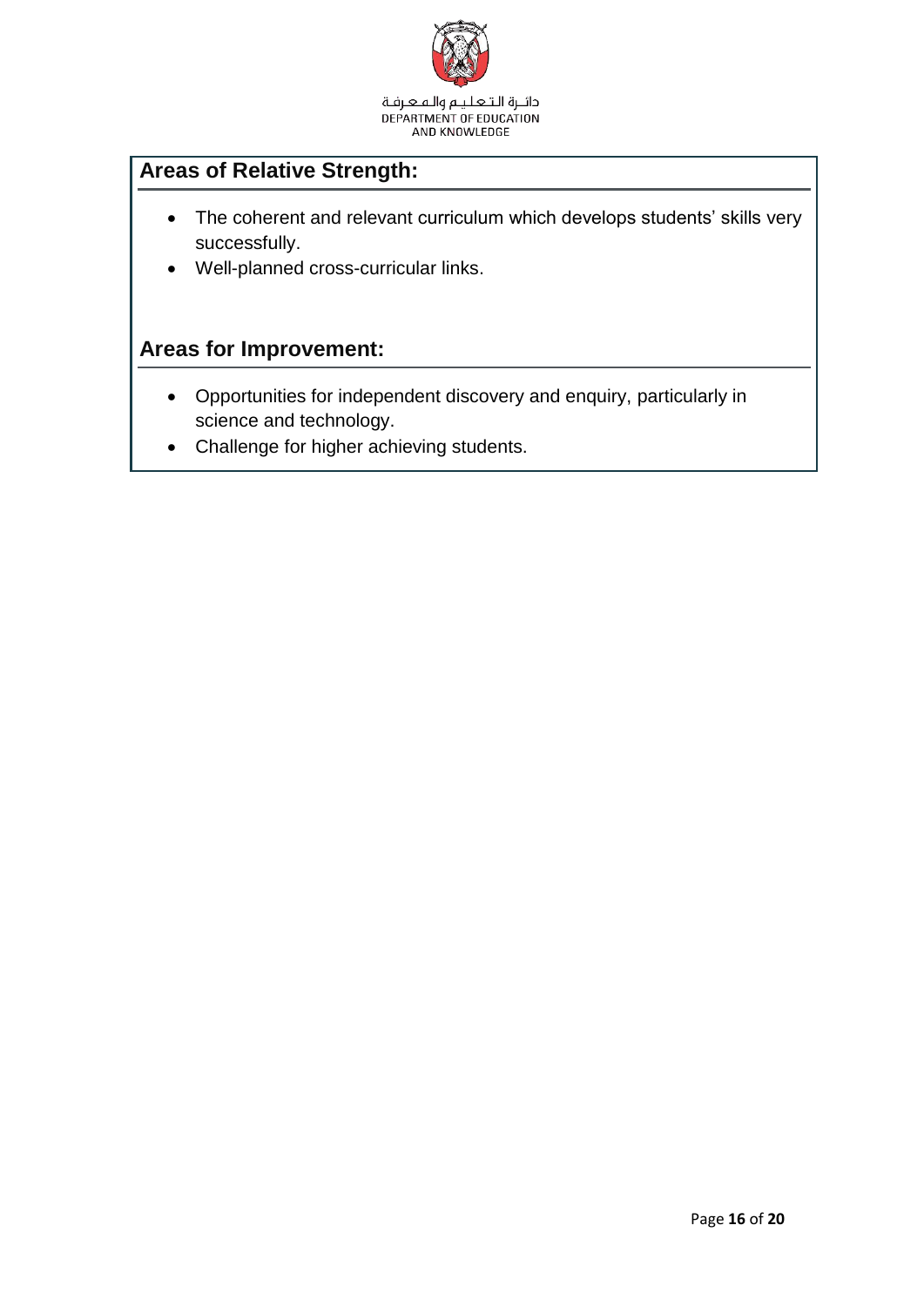## Areas of Relative Strength:

- The coherent and relevant curriculum which develops students' skills very successfully.
- Well-planned cross-curricular links.

## Areas for Improvement:

- Opportunities for independent discovery and enquiry, particularly in science and technology.
- Challenge for higher achieving students.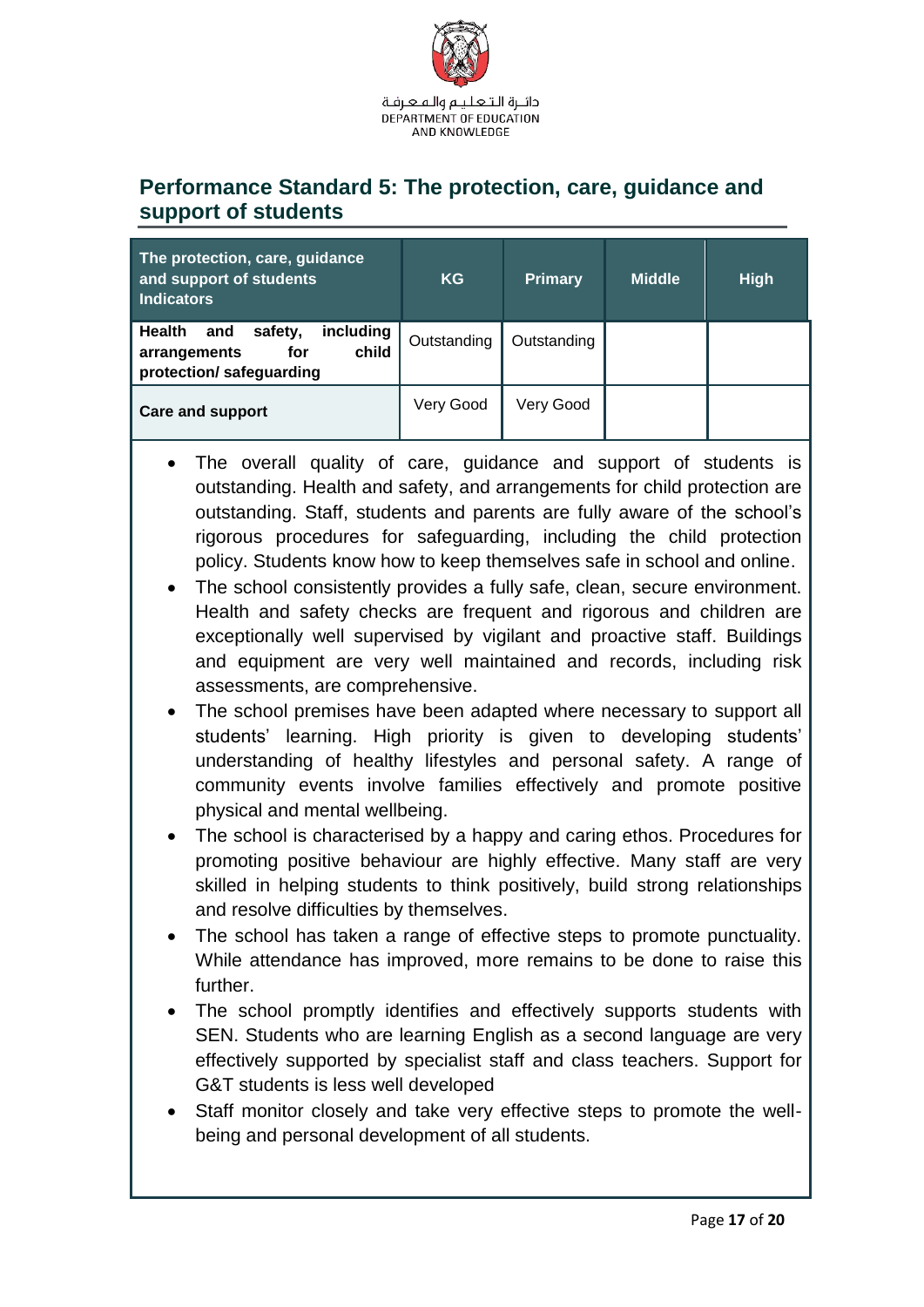## Performance Standard 5: The protection, care, guidance and support of students

| The protection, care, guidance and support of students Indicators | KG | Primary | Middle | High |
|---|---|---|---|---|
| **Health and safety, including arrangements for child protection/ safeguarding** | Outstanding | Outstanding | | |
| **Care and support** | Very Good | Very Good | | |

- The overall quality of care, guidance and support of students is outstanding. Health and safety, and arrangements for child protection are outstanding. Staff, students and parents are fully aware of the school's rigorous procedures for safeguarding, including the child protection policy. Students know how to keep themselves safe in school and online.
- The school consistently provides a fully safe, clean, secure environment. Health and safety checks are frequent and rigorous and children are exceptionally well supervised by vigilant and proactive staff. Buildings and equipment are very well maintained and records, including risk assessments, are comprehensive.
- The school premises have been adapted where necessary to support all students' learning. High priority is given to developing students' understanding of healthy lifestyles and personal safety. A range of community events involve families effectively and promote positive physical and mental wellbeing.
- The school is characterised by a happy and caring ethos. Procedures for promoting positive behaviour are highly effective. Many staff are very skilled in helping students to think positively, build strong relationships and resolve difficulties by themselves.
- The school has taken a range of effective steps to promote punctuality. While attendance has improved, more remains to be done to raise this further.
- The school promptly identifies and effectively supports students with SEN. Students who are learning English as a second language are very effectively supported by specialist staff and class teachers. Support for G&T students is less well developed
- Staff monitor closely and take very effective steps to promote the well-being and personal development of all students.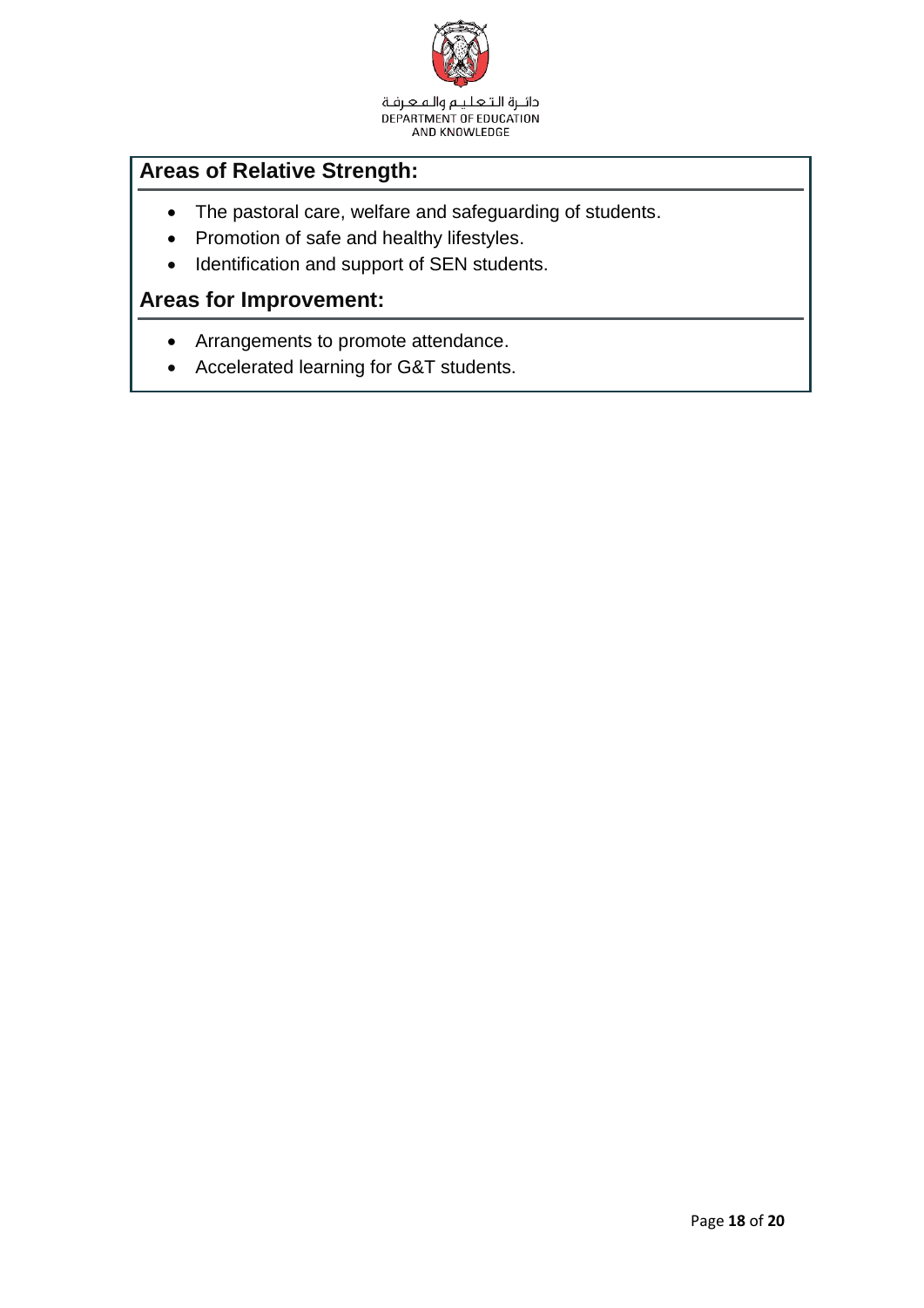## Areas of Relative Strength:

- The pastoral care, welfare and safeguarding of students.
- Promotion of safe and healthy lifestyles.
- Identification and support of SEN students.

## Areas for Improvement:

- Arrangements to promote attendance.
- Accelerated learning for G&T students.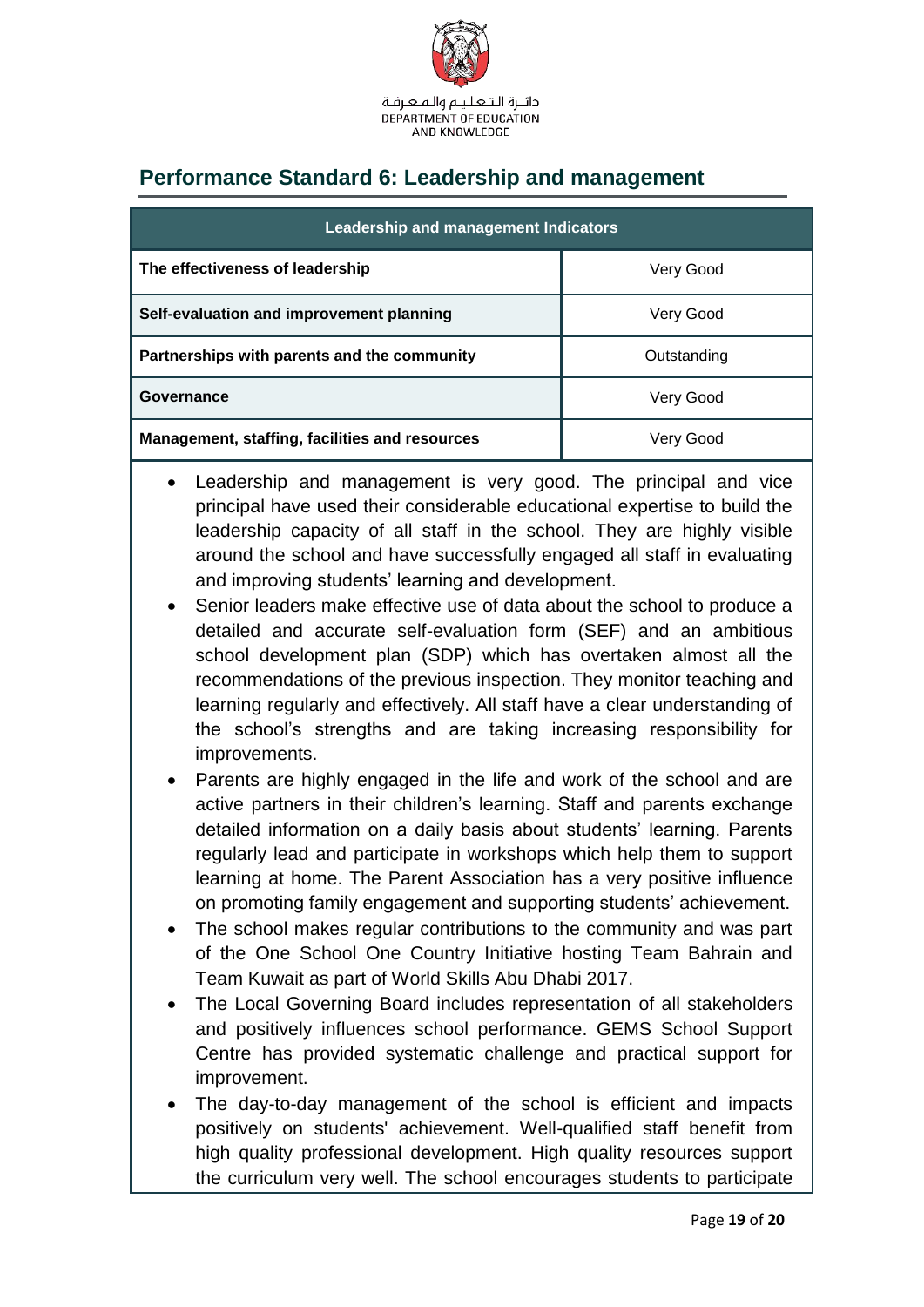## Performance Standard 6: Leadership and management

| Leadership and management Indicators | |
|---|---|
| **The effectiveness of leadership** | Very Good |
| **Self-evaluation and improvement planning** | Very Good |
| **Partnerships with parents and the community** | Outstanding |
| **Governance** | Very Good |
| **Management, staffing, facilities and resources** | Very Good |

- Leadership and management is very good. The principal and vice principal have used their considerable educational expertise to build the leadership capacity of all staff in the school. They are highly visible around the school and have successfully engaged all staff in evaluating and improving students' learning and development.
- Senior leaders make effective use of data about the school to produce a detailed and accurate self-evaluation form (SEF) and an ambitious school development plan (SDP) which has overtaken almost all the recommendations of the previous inspection. They monitor teaching and learning regularly and effectively. All staff have a clear understanding of the school's strengths and are taking increasing responsibility for improvements.
- Parents are highly engaged in the life and work of the school and are active partners in their children's learning. Staff and parents exchange detailed information on a daily basis about students' learning. Parents regularly lead and participate in workshops which help them to support learning at home. The Parent Association has a very positive influence on promoting family engagement and supporting students' achievement.
- The school makes regular contributions to the community and was part of the One School One Country Initiative hosting Team Bahrain and Team Kuwait as part of World Skills Abu Dhabi 2017.
- The Local Governing Board includes representation of all stakeholders and positively influences school performance. GEMS School Support Centre has provided systematic challenge and practical support for improvement.
- The day-to-day management of the school is efficient and impacts positively on students' achievement. Well-qualified staff benefit from high quality professional development. High quality resources support the curriculum very well. The school encourages students to participate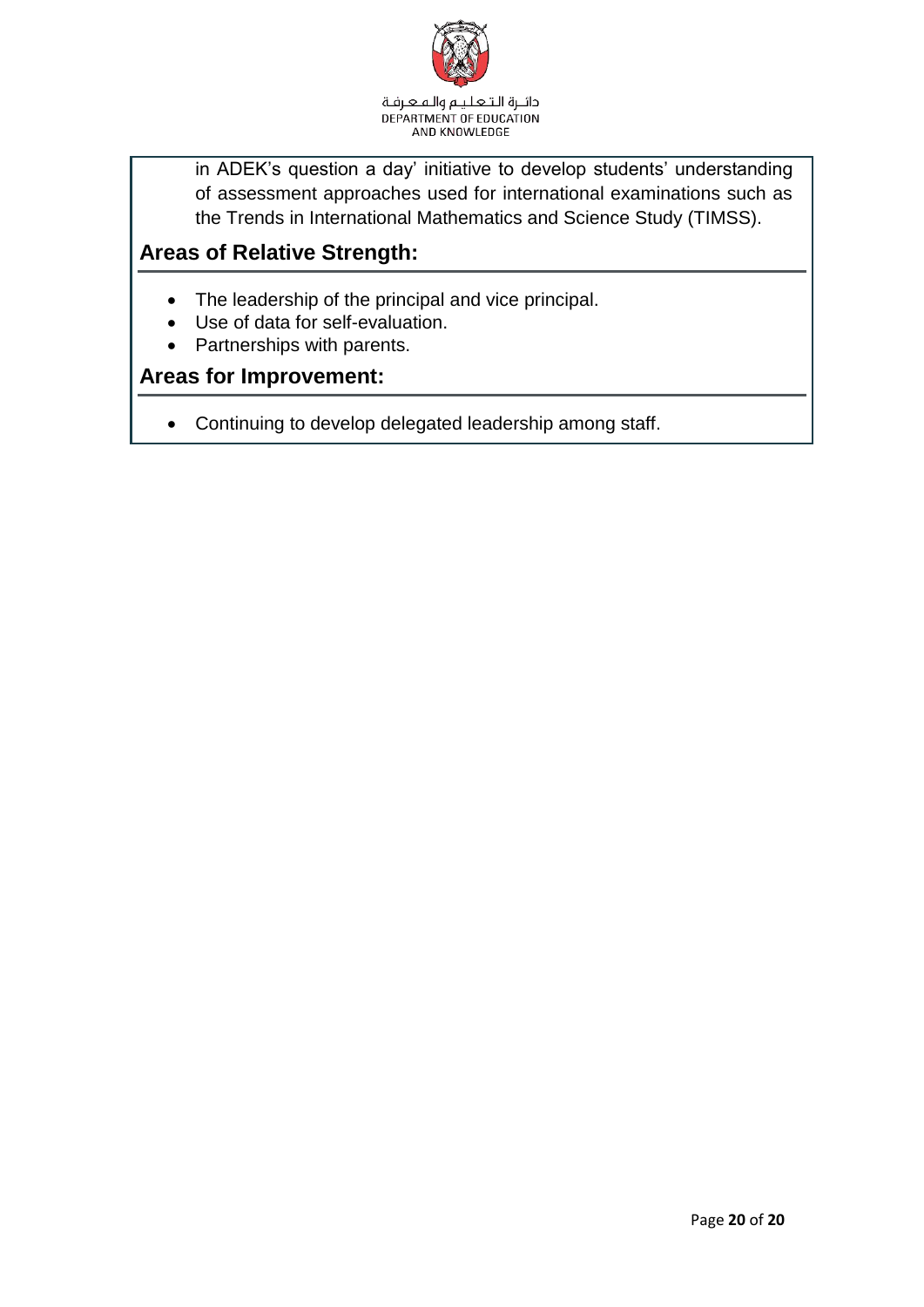in ADEK's question a day' initiative to develop students' understanding of assessment approaches used for international examinations such as the Trends in International Mathematics and Science Study (TIMSS).

## Areas of Relative Strength:

- The leadership of the principal and vice principal.
- Use of data for self-evaluation.
- Partnerships with parents.

## Areas for Improvement:

- Continuing to develop delegated leadership among staff.